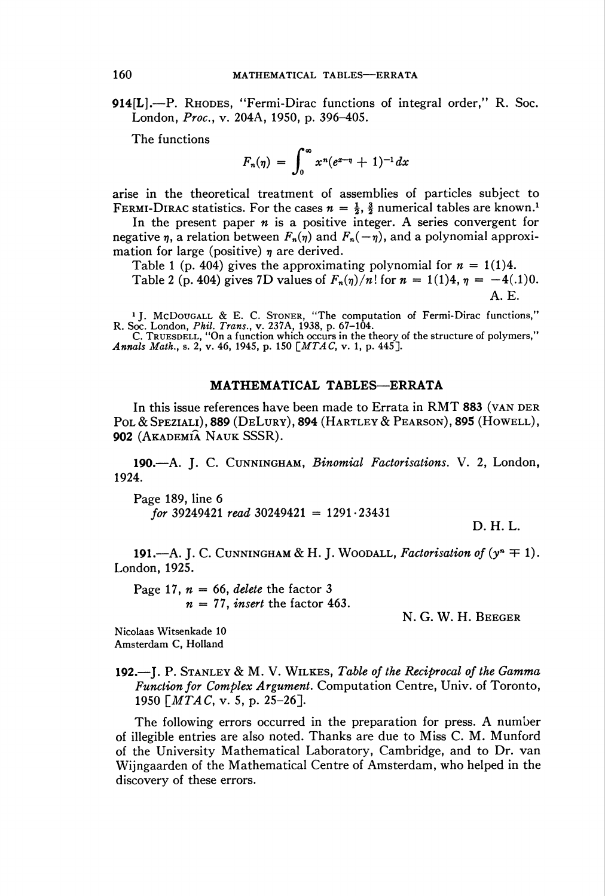**914[L].**—P. RHODES, "Fermi-Dirac functions of integral order," R. Soc. London, *Proc.*, v. 204A, 1950, p. 396–405.

The functions

$$F_n(\eta) = \int_0^\infty x^n(e^{x-\eta} + 1)^{-1}dx$$

arise in the theoretical treatment of assemblies of particles subject to FERMI-DIRAC statistics. For the cases $n = \frac{1}{2}, \frac{3}{2}$ numerical tables are known.[1]

In the present paper $n$ is a positive integer. A series convergent for negative $\eta$, a relation between $F_n(\eta)$ and $F_n(-\eta)$, and a polynomial approximation for large (positive) $\eta$ are derived.

Table 1 (p. 404) gives the approximating polynomial for $n = 1(1)4$.

Table 2 (p. 404) gives 7D values of $F_n(\eta)/n!$ for $n = 1(1)4, \eta = -4(.1)0$.

A. E.

[1] J. MCDOUGALL & E. C. STONER, "The computation of Fermi-Dirac functions," R. Soc. London, *Phil. Trans.*, v. 237A, 1938, p. 67–104.
C. TRUESDELL, "On a function which occurs in the theory of the structure of polymers," *Annals Math.*, s. 2, v. 46, 1945, p. 150 [*MTAC*, v. 1, p. 445].

## MATHEMATICAL TABLES—ERRATA

In this issue references have been made to Errata in RMT **883** (VAN DER POL & SPEZIALI), **889** (DELURY), **894** (HARTLEY & PEARSON), **895** (HOWELL), **902** (AKADEMIÂ NAUK SSSR).

**190.**—A. J. C. CUNNINGHAM, *Binomial Factorisations*. V. 2, London, 1924.

Page 189, line 6
*for* 39249421 *read* 30249421 = 1291·23431

D. H. L.

**191.**—A. J. C. CUNNINGHAM & H. J. WOODALL, *Factorisation of* $(y^n \mp 1)$. London, 1925.

Page 17, $n = 66$, *delete* the factor 3
$n = 77$, *insert* the factor 463.

N. G. W. H. BEEGER

Nicolaas Witsenkade 10
Amsterdam C, Holland

**192.**—J. P. STANLEY & M. V. WILKES, *Table of the Reciprocal of the Gamma Function for Complex Argument*. Computation Centre, Univ. of Toronto, 1950 [*MTAC*, v. 5, p. 25–26].

The following errors occurred in the preparation for press. A number of illegible entries are also noted. Thanks are due to Miss C. M. Munford of the University Mathematical Laboratory, Cambridge, and to Dr. van Wijngaarden of the Mathematical Centre of Amsterdam, who helped in the discovery of these errors.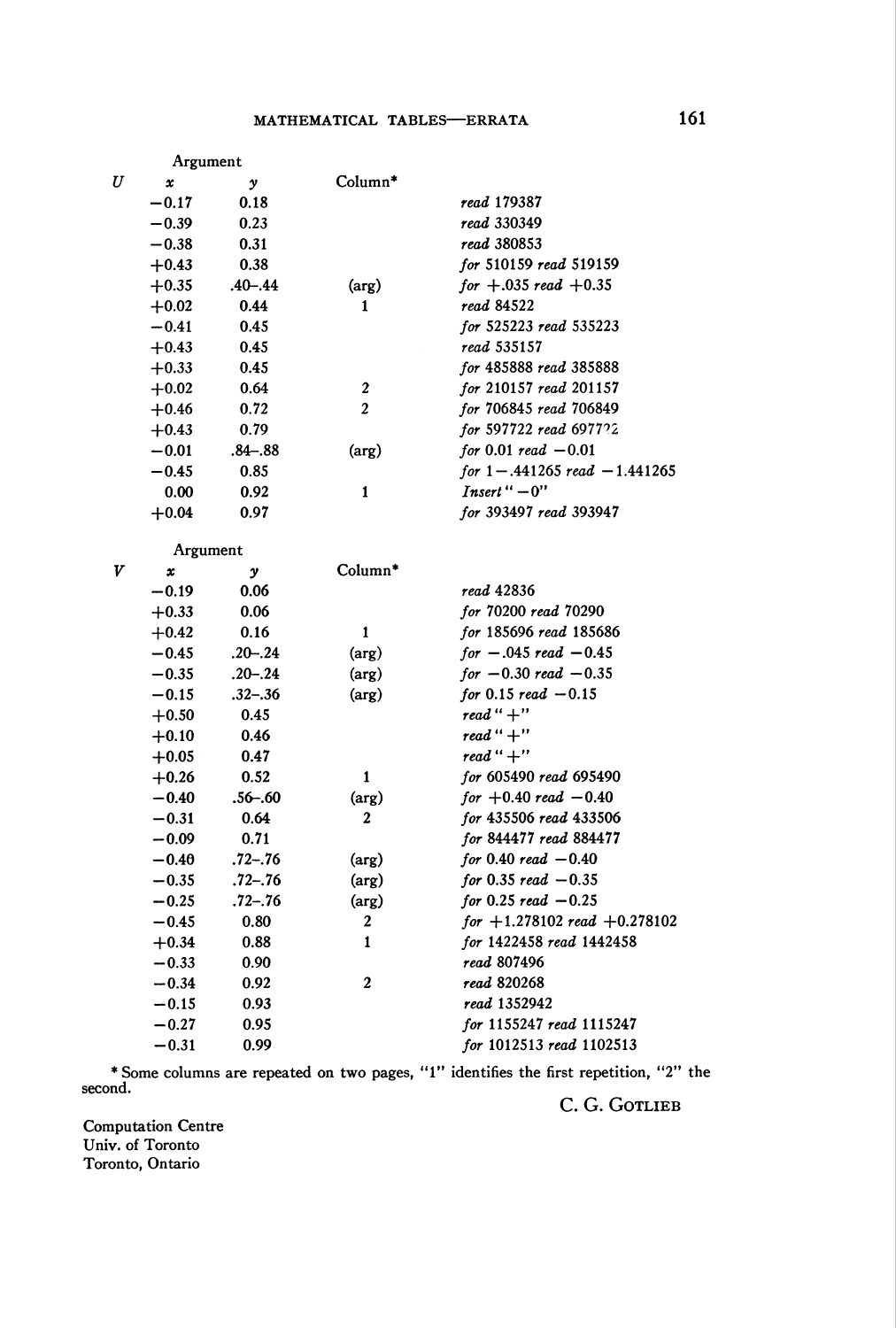| U | Argument x | y | Column* | |
|---|---|---|---|---|
| | −0.17 | 0.18 | | *read* 179387 |
| | −0.39 | 0.23 | | *read* 330349 |
| | −0.38 | 0.31 | | *read* 380853 |
| | +0.43 | 0.38 | | *for* 510159 *read* 519159 |
| | +0.35 | .40–.44 | (arg) | *for* +.035 *read* +0.35 |
| | +0.02 | 0.44 | 1 | *read* 84522 |
| | −0.41 | 0.45 | | *for* 525223 *read* 535223 |
| | +0.43 | 0.45 | | *read* 535157 |
| | +0.33 | 0.45 | | *for* 485888 *read* 385888 |
| | +0.02 | 0.64 | 2 | *for* 210157 *read* 201157 |
| | +0.46 | 0.72 | 2 | *for* 706845 *read* 706849 |
| | +0.43 | 0.79 | | *for* 597722 *read* 697722 |
| | −0.01 | .84–.88 | (arg) | *for* 0.01 *read* −0.01 |
| | −0.45 | 0.85 | | *for* 1−.441265 *read* −1.441265 |
| | 0.00 | 0.92 | 1 | *Insert* "−0" |
| | +0.04 | 0.97 | | *for* 393497 *read* 393947 |

| V | Argument x | y | Column* | |
|---|---|---|---|---|
| | −0.19 | 0.06 | | *read* 42836 |
| | +0.33 | 0.06 | | *for* 70200 *read* 70290 |
| | +0.42 | 0.16 | 1 | *for* 185696 *read* 185686 |
| | −0.45 | .20–.24 | (arg) | *for* −.045 *read* −0.45 |
| | −0.35 | .20–.24 | (arg) | *for* −0.30 *read* −0.35 |
| | −0.15 | .32–.36 | (arg) | *for* 0.15 *read* −0.15 |
| | +0.50 | 0.45 | | *read* "+" |
| | +0.10 | 0.46 | | *read* "+" |
| | +0.05 | 0.47 | | *read* "+" |
| | +0.26 | 0.52 | 1 | *for* 605490 *read* 695490 |
| | −0.40 | .56–.60 | (arg) | *for* +0.40 *read* −0.40 |
| | −0.31 | 0.64 | 2 | *for* 435506 *read* 433506 |
| | −0.09 | 0.71 | | *for* 844477 *read* 884477 |
| | −0.40 | .72–.76 | (arg) | *for* 0.40 *read* −0.40 |
| | −0.35 | .72–.76 | (arg) | *for* 0.35 *read* −0.35 |
| | −0.25 | .72–.76 | (arg) | *for* 0.25 *read* −0.25 |
| | −0.45 | 0.80 | 2 | *for* +1.278102 *read* +0.278102 |
| | +0.34 | 0.88 | 1 | *for* 1422458 *read* 1442458 |
| | −0.33 | 0.90 | | *read* 807496 |
| | −0.34 | 0.92 | 2 | *read* 820268 |
| | −0.15 | 0.93 | | *read* 1352942 |
| | −0.27 | 0.95 | | *for* 1155247 *read* 1115247 |
| | −0.31 | 0.99 | | *for* 1012513 *read* 1102513 |

\* Some columns are repeated on two pages, "1" identifies the first repetition, "2" the second.

C. G. Gotlieb

Computation Centre
Univ. of Toronto
Toronto, Ontario